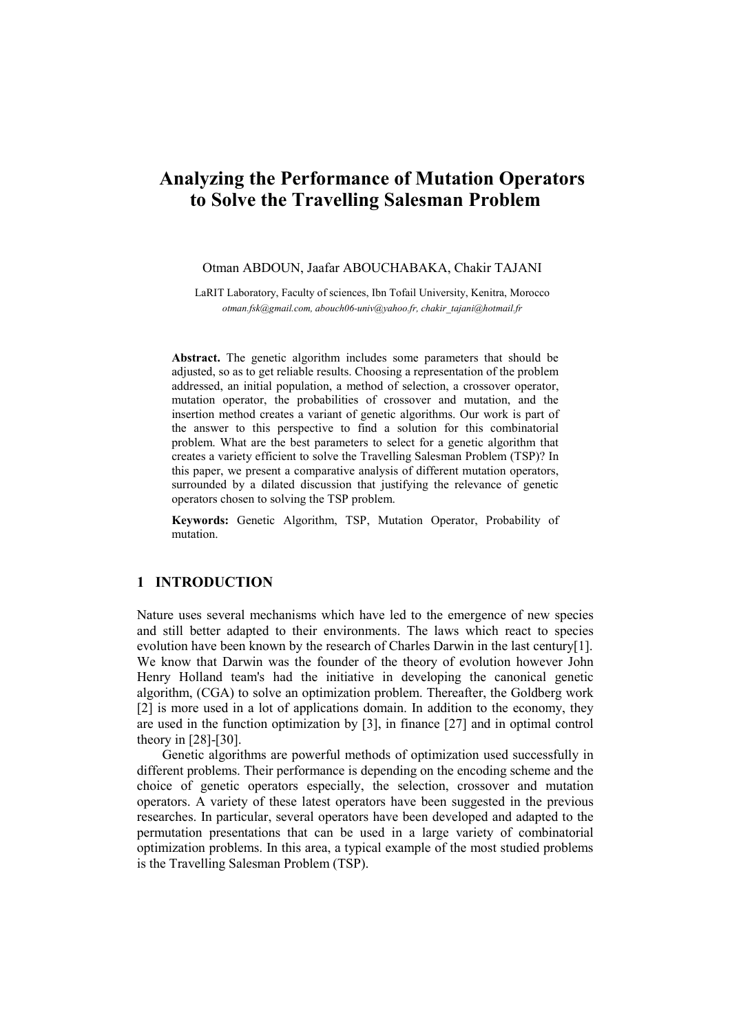# Analyzing the Performance of Mutation Operators to Solve the Travelling Salesman Problem

Otman ABDOUN, Jaafar ABOUCHABAKA, Chakir TAJANI

LaRIT Laboratory, Faculty of sciences, Ibn Tofail University, Kenitra, Morocco

*otman.fsk@gmail.com, abouch06-univ@yahoo.fr, chakir_tajani@hotmail.fr*

**Abstract.** The genetic algorithm includes some parameters that should be adjusted, so as to get reliable results. Choosing a representation of the problem addressed, an initial population, a method of selection, a crossover operator, mutation operator, the probabilities of crossover and mutation, and the insertion method creates a variant of genetic algorithms. Our work is part of the answer to this perspective to find a solution for this combinatorial problem. What are the best parameters to select for a genetic algorithm that creates a variety efficient to solve the Travelling Salesman Problem (TSP)? In this paper, we present a comparative analysis of different mutation operators, surrounded by a dilated discussion that justifying the relevance of genetic operators chosen to solving the TSP problem.

**Keywords:** Genetic Algorithm, TSP, Mutation Operator, Probability of mutation.

## 1 INTRODUCTION

Nature uses several mechanisms which have led to the emergence of new species and still better adapted to their environments. The laws which react to species evolution have been known by the research of Charles Darwin in the last century[1]. We know that Darwin was the founder of the theory of evolution however John Henry Holland team's had the initiative in developing the canonical genetic algorithm, (CGA) to solve an optimization problem. Thereafter, the Goldberg work [2] is more used in a lot of applications domain. In addition to the economy, they are used in the function optimization by [3], in finance [27] and in optimal control theory in [28]-[30].

Genetic algorithms are powerful methods of optimization used successfully in different problems. Their performance is depending on the encoding scheme and the choice of genetic operators especially, the selection, crossover and mutation operators. A variety of these latest operators have been suggested in the previous researches. In particular, several operators have been developed and adapted to the permutation presentations that can be used in a large variety of combinatorial optimization problems. In this area, a typical example of the most studied problems is the Travelling Salesman Problem (TSP).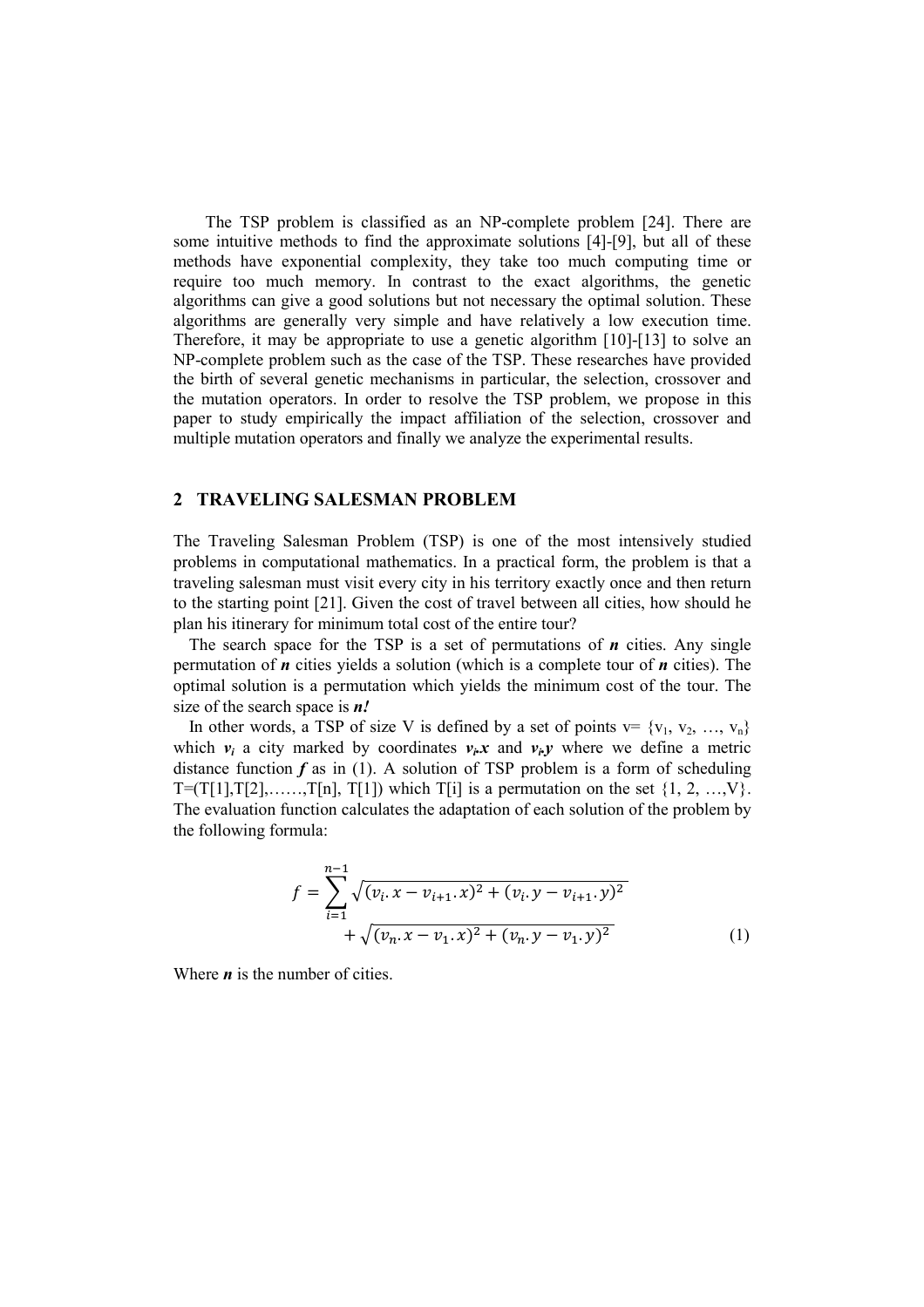The TSP problem is classified as an NP-complete problem [24]. There are some intuitive methods to find the approximate solutions [4]-[9], but all of these methods have exponential complexity, they take too much computing time or require too much memory. In contrast to the exact algorithms, the genetic algorithms can give a good solutions but not necessary the optimal solution. These algorithms are generally very simple and have relatively a low execution time. Therefore, it may be appropriate to use a genetic algorithm [10]-[13] to solve an NP-complete problem such as the case of the TSP. These researches have provided the birth of several genetic mechanisms in particular, the selection, crossover and the mutation operators. In order to resolve the TSP problem, we propose in this paper to study empirically the impact affiliation of the selection, crossover and multiple mutation operators and finally we analyze the experimental results.

## 2 TRAVELING SALESMAN PROBLEM

The Traveling Salesman Problem (TSP) is one of the most intensively studied problems in computational mathematics. In a practical form, the problem is that a traveling salesman must visit every city in his territory exactly once and then return to the starting point [21]. Given the cost of travel between all cities, how should he plan his itinerary for minimum total cost of the entire tour?

The search space for the TSP is a set of permutations of $n$ cities. Any single permutation of $n$ cities yields a solution (which is a complete tour of $n$ cities). The optimal solution is a permutation which yields the minimum cost of the tour. The size of the search space is $n!$

In other words, a TSP of size V is defined by a set of points v= $\{v_1, v_2, \ldots, v_n\}$ which $v_i$ a city marked by coordinates $v_i.x$ and $v_i.y$ where we define a metric distance function $f$ as in (1). A solution of TSP problem is a form of scheduling T=(T[1],T[2],……,T[n], T[1]) which T[i] is a permutation on the set $\{1, 2, \ldots, V\}$. The evaluation function calculates the adaptation of each solution of the problem by the following formula:

$$f = \sum_{i=1}^{n-1} \sqrt{(v_i.x - v_{i+1}.x)^2 + (v_i.y - v_{i+1}.y)^2} + \sqrt{(v_n.x - v_1.x)^2 + (v_n.y - v_1.y)^2} \tag{1}$$

Where $n$ is the number of cities.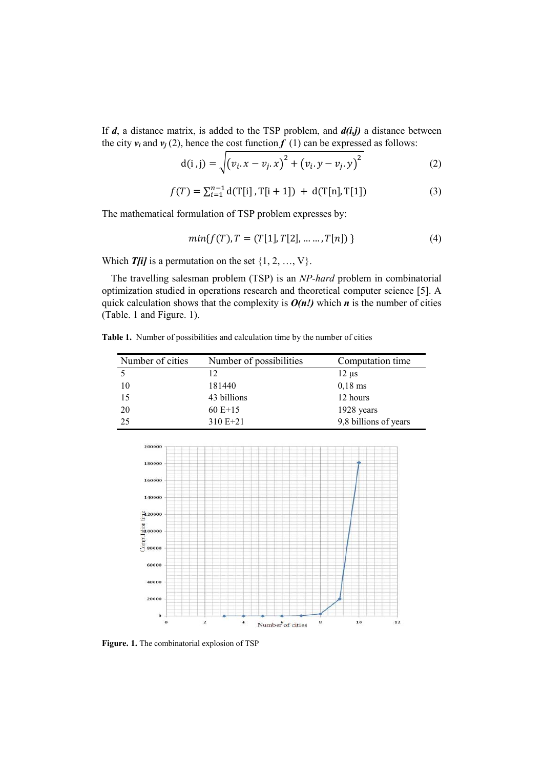If $d$, a distance matrix, is added to the TSP problem, and $d(i,j)$ a distance between the city $v_i$ and $v_j$ (2), hence the cost function $f$ (1) can be expressed as follows:

$$\mathrm{d(i\,,j)} = \sqrt{\left(v_i.x - v_j.x\right)^2 + \left(v_i.y - v_j.y\right)^2} \quad (2)$$

$$f(T) = \sum_{i=1}^{n-1} \mathrm{d(T[i]\,, T[i+1])} \; + \; \mathrm{d(T[n], T[1])} \quad (3)$$

The mathematical formulation of TSP problem expresses by:

$$min\{f(T), T = (T[1], T[2], \ldots \ldots, T[n])\} \quad (4)$$

Which ***T[i]*** is a permutation on the set {1, 2, …, V}.

The travelling salesman problem (TSP) is an *NP-hard* problem in combinatorial optimization studied in operations research and theoretical computer science [5]. A quick calculation shows that the complexity is $O(n!)$ which $n$ is the number of cities (Table. 1 and Figure. 1).

**Table 1.** Number of possibilities and calculation time by the number of cities

| Number of cities | Number of possibilities | Computation time |
|---|---|---|
| 5 | 12 | 12 µs |
| 10 | 181440 | 0,18 ms |
| 15 | 43 billions | 12 hours |
| 20 | 60 E+15 | 1928 years |
| 25 | 310 E+21 | 9,8 billions of years |

**Figure. 1.** The combinatorial explosion of TSP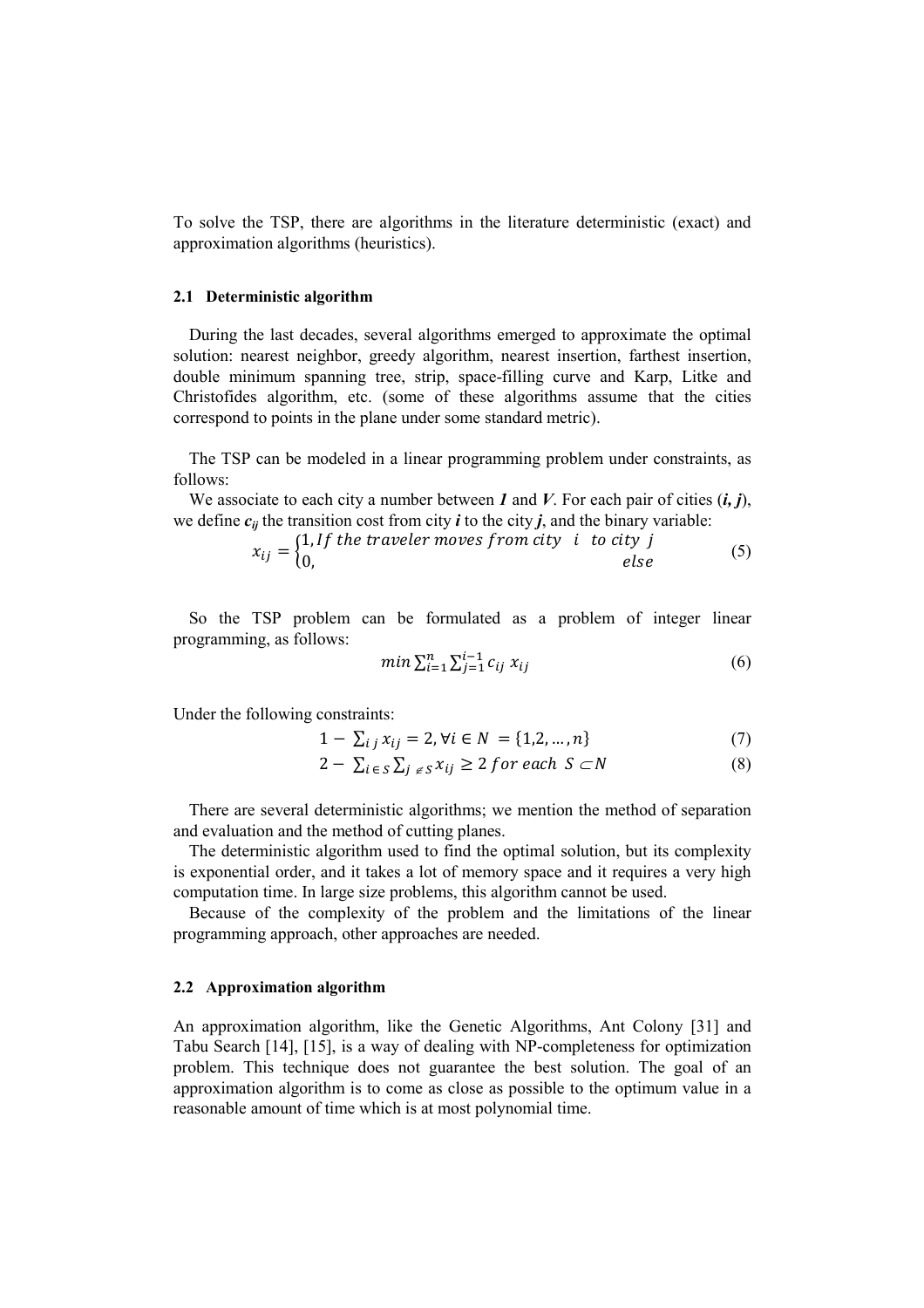To solve the TSP, there are algorithms in the literature deterministic (exact) and approximation algorithms (heuristics).

### 2.1 Deterministic algorithm

During the last decades, several algorithms emerged to approximate the optimal solution: nearest neighbor, greedy algorithm, nearest insertion, farthest insertion, double minimum spanning tree, strip, space-filling curve and Karp, Litke and Christofides algorithm, etc. (some of these algorithms assume that the cities correspond to points in the plane under some standard metric).

The TSP can be modeled in a linear programming problem under constraints, as follows:

We associate to each city a number between ***1*** and ***V***. For each pair of cities (***i, j***), we define $c_{ij}$ the transition cost from city ***i*** to the city ***j***, and the binary variable:

$$x_{ij} = \begin{cases} 1, \text{If the traveler moves from city } \; i \; \text{ to city } j \\ 0, \qquad\qquad\qquad\qquad\qquad\qquad\qquad \text{else} \end{cases} \tag{5}$$

So the TSP problem can be formulated as a problem of integer linear programming, as follows:

$$min \sum_{i=1}^{n} \sum_{j=1}^{i-1} c_{ij} \, x_{ij} \tag{6}$$

Under the following constraints:

$$1 - \sum_{i\,j} x_{ij} = 2, \forall i \in N = \{1,2,\dots,n\} \tag{7}$$

$$2 - \sum_{i \in S} \sum_{j \notin S} x_{ij} \geq 2 \; for\; each \;\; S \subset N \tag{8}$$

There are several deterministic algorithms; we mention the method of separation and evaluation and the method of cutting planes.

The deterministic algorithm used to find the optimal solution, but its complexity is exponential order, and it takes a lot of memory space and it requires a very high computation time. In large size problems, this algorithm cannot be used.

Because of the complexity of the problem and the limitations of the linear programming approach, other approaches are needed.

### 2.2 Approximation algorithm

An approximation algorithm, like the Genetic Algorithms, Ant Colony [31] and Tabu Search [14], [15], is a way of dealing with NP-completeness for optimization problem. This technique does not guarantee the best solution. The goal of an approximation algorithm is to come as close as possible to the optimum value in a reasonable amount of time which is at most polynomial time.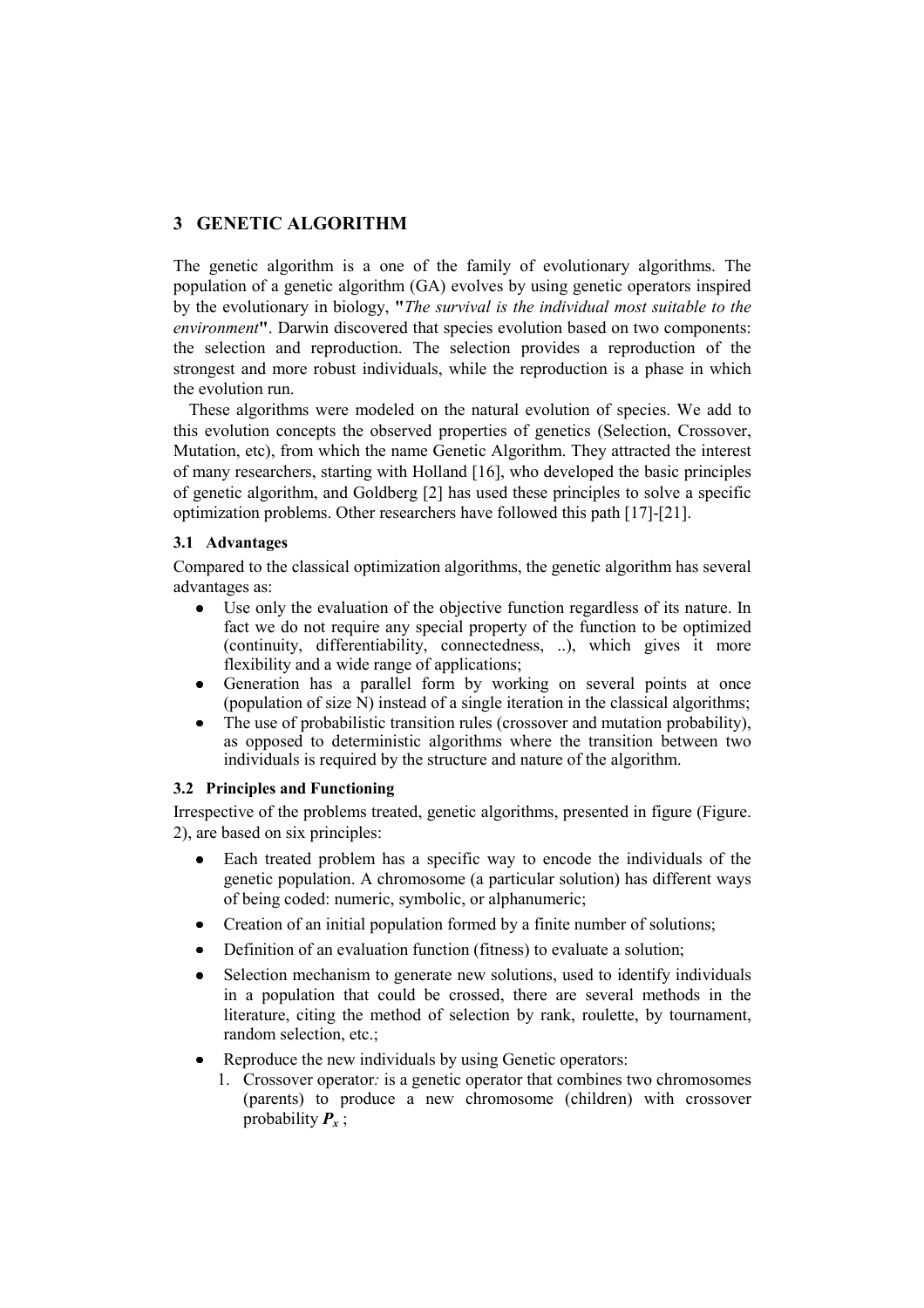## 3 GENETIC ALGORITHM

The genetic algorithm is a one of the family of evolutionary algorithms. The population of a genetic algorithm (GA) evolves by using genetic operators inspired by the evolutionary in biology, **"***The survival is the individual most suitable to the environment***"**. Darwin discovered that species evolution based on two components: the selection and reproduction. The selection provides a reproduction of the strongest and more robust individuals, while the reproduction is a phase in which the evolution run.

These algorithms were modeled on the natural evolution of species. We add to this evolution concepts the observed properties of genetics (Selection, Crossover, Mutation, etc), from which the name Genetic Algorithm. They attracted the interest of many researchers, starting with Holland [16], who developed the basic principles of genetic algorithm, and Goldberg [2] has used these principles to solve a specific optimization problems. Other researchers have followed this path [17]-[21].

### 3.1 Advantages

Compared to the classical optimization algorithms, the genetic algorithm has several advantages as:

- Use only the evaluation of the objective function regardless of its nature. In fact we do not require any special property of the function to be optimized (continuity, differentiability, connectedness, ..), which gives it more flexibility and a wide range of applications;
- Generation has a parallel form by working on several points at once (population of size N) instead of a single iteration in the classical algorithms;
- The use of probabilistic transition rules (crossover and mutation probability), as opposed to deterministic algorithms where the transition between two individuals is required by the structure and nature of the algorithm.

### 3.2 Principles and Functioning

Irrespective of the problems treated, genetic algorithms, presented in figure (Figure. 2), are based on six principles:

- Each treated problem has a specific way to encode the individuals of the genetic population. A chromosome (a particular solution) has different ways of being coded: numeric, symbolic, or alphanumeric;
- Creation of an initial population formed by a finite number of solutions;
- Definition of an evaluation function (fitness) to evaluate a solution;
- Selection mechanism to generate new solutions, used to identify individuals in a population that could be crossed, there are several methods in the literature, citing the method of selection by rank, roulette, by tournament, random selection, etc.;
- Reproduce the new individuals by using Genetic operators:
  1. Crossover operator*:* is a genetic operator that combines two chromosomes (parents) to produce a new chromosome (children) with crossover probability $P_x$ ;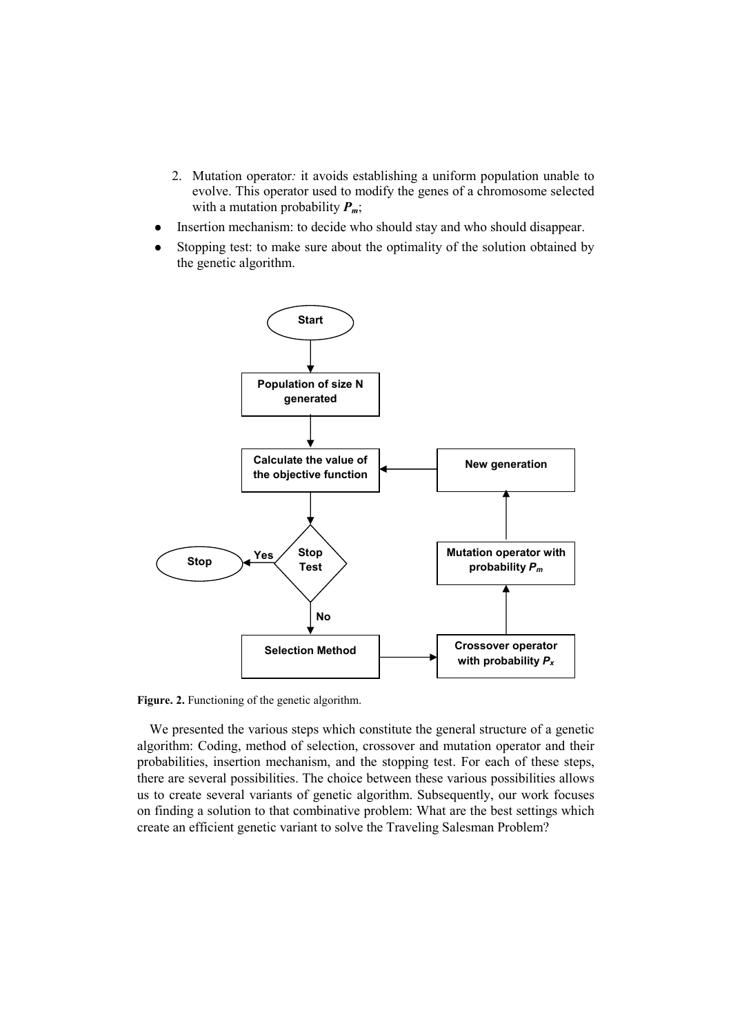2. Mutation operator*:* it avoids establishing a uniform population unable to evolve. This operator used to modify the genes of a chromosome selected with a mutation probability $P_m$;

- Insertion mechanism: to decide who should stay and who should disappear.
- Stopping test: to make sure about the optimality of the solution obtained by the genetic algorithm.

**Figure. 2.** Functioning of the genetic algorithm.

We presented the various steps which constitute the general structure of a genetic algorithm: Coding, method of selection, crossover and mutation operator and their probabilities, insertion mechanism, and the stopping test. For each of these steps, there are several possibilities. The choice between these various possibilities allows us to create several variants of genetic algorithm. Subsequently, our work focuses on finding a solution to that combinative problem: What are the best settings which create an efficient genetic variant to solve the Traveling Salesman Problem?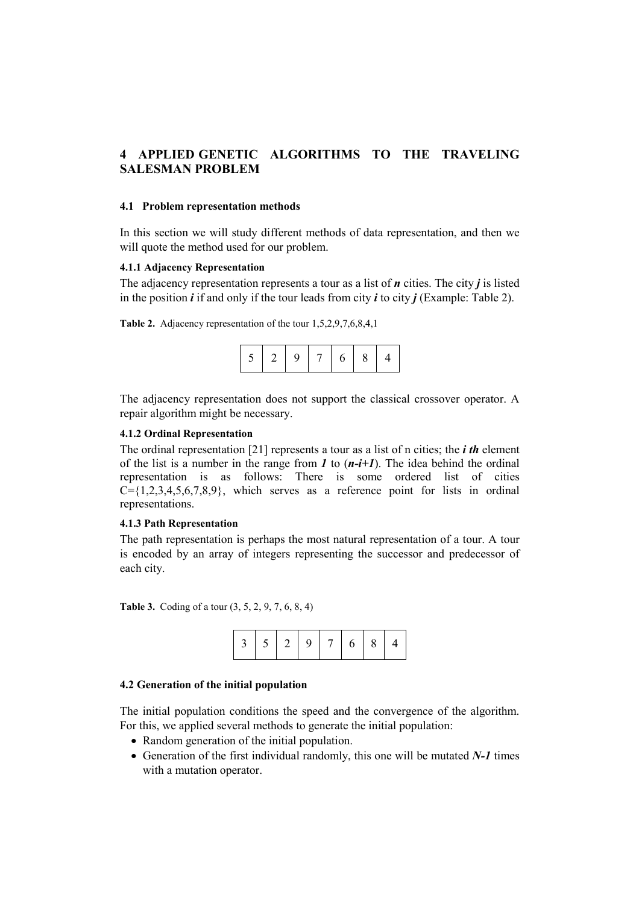# 4 APPLIED GENETIC ALGORITHMS TO THE TRAVELING SALESMAN PROBLEM

## 4.1 Problem representation methods

In this section we will study different methods of data representation, and then we will quote the method used for our problem.

### 4.1.1 Adjacency Representation

The adjacency representation represents a tour as a list of ***n*** cities. The city ***j*** is listed in the position ***i*** if and only if the tour leads from city ***i*** to city ***j*** (Example: Table 2).

**Table 2.** Adjacency representation of the tour 1,5,2,9,7,6,8,4,1

| 5 | 2 | 9 | 7 | 6 | 8 | 4 |
|---|---|---|---|---|---|---|

The adjacency representation does not support the classical crossover operator. A repair algorithm might be necessary.

### 4.1.2 Ordinal Representation

The ordinal representation [21] represents a tour as a list of n cities; the ***i th*** element of the list is a number in the range from ***1*** to (***n-i+1***). The idea behind the ordinal representation is as follows: There is some ordered list of cities C={1,2,3,4,5,6,7,8,9}, which serves as a reference point for lists in ordinal representations.

### 4.1.3 Path Representation

The path representation is perhaps the most natural representation of a tour. A tour is encoded by an array of integers representing the successor and predecessor of each city.

**Table 3.** Coding of a tour (3, 5, 2, 9, 7, 6, 8, 4)

| 3 | 5 | 2 | 9 | 7 | 6 | 8 | 4 |
|---|---|---|---|---|---|---|---|

## 4.2 Generation of the initial population

The initial population conditions the speed and the convergence of the algorithm. For this, we applied several methods to generate the initial population:

- Random generation of the initial population.
- Generation of the first individual randomly, this one will be mutated ***N-1*** times with a mutation operator.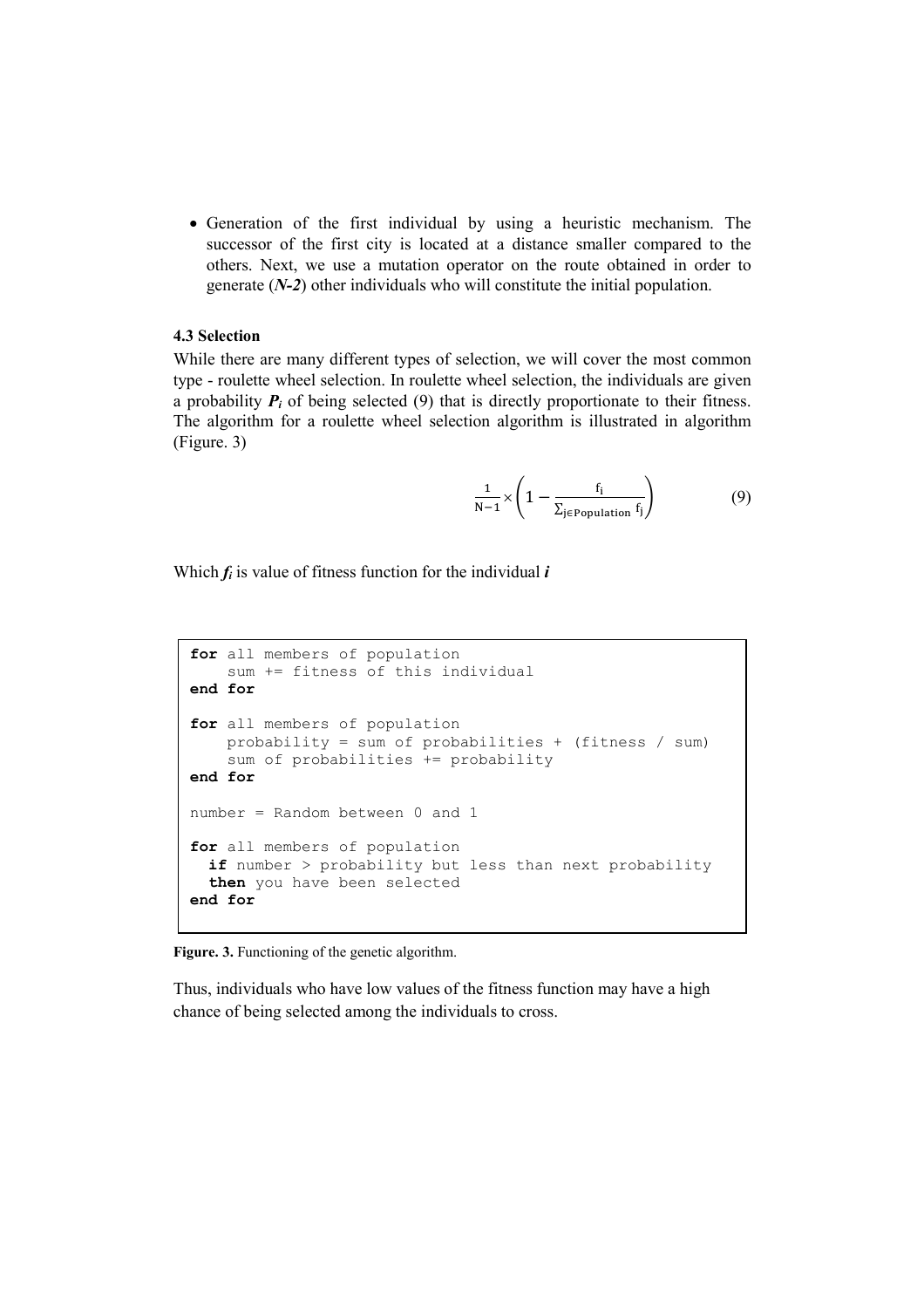- Generation of the first individual by using a heuristic mechanism. The successor of the first city is located at a distance smaller compared to the others. Next, we use a mutation operator on the route obtained in order to generate (***N-2***) other individuals who will constitute the initial population.

**4.3 Selection**

While there are many different types of selection, we will cover the most common type - roulette wheel selection. In roulette wheel selection, the individuals are given a probability $P_i$ of being selected (9) that is directly proportionate to their fitness. The algorithm for a roulette wheel selection algorithm is illustrated in algorithm (Figure. 3)

$$\frac{1}{N-1} \times \left(1 - \frac{f_i}{\sum_{j \in Population} f_j}\right) \tag{9}$$

Which $f_i$ is value of fitness function for the individual $i$

```
for all members of population
    sum += fitness of this individual
end for

for all members of population
    probability = sum of probabilities + (fitness / sum)
    sum of probabilities += probability
end for

number = Random between 0 and 1

for all members of population
  if number > probability but less than next probability
  then you have been selected
end for
```

**Figure. 3.** Functioning of the genetic algorithm.

Thus, individuals who have low values of the fitness function may have a high chance of being selected among the individuals to cross.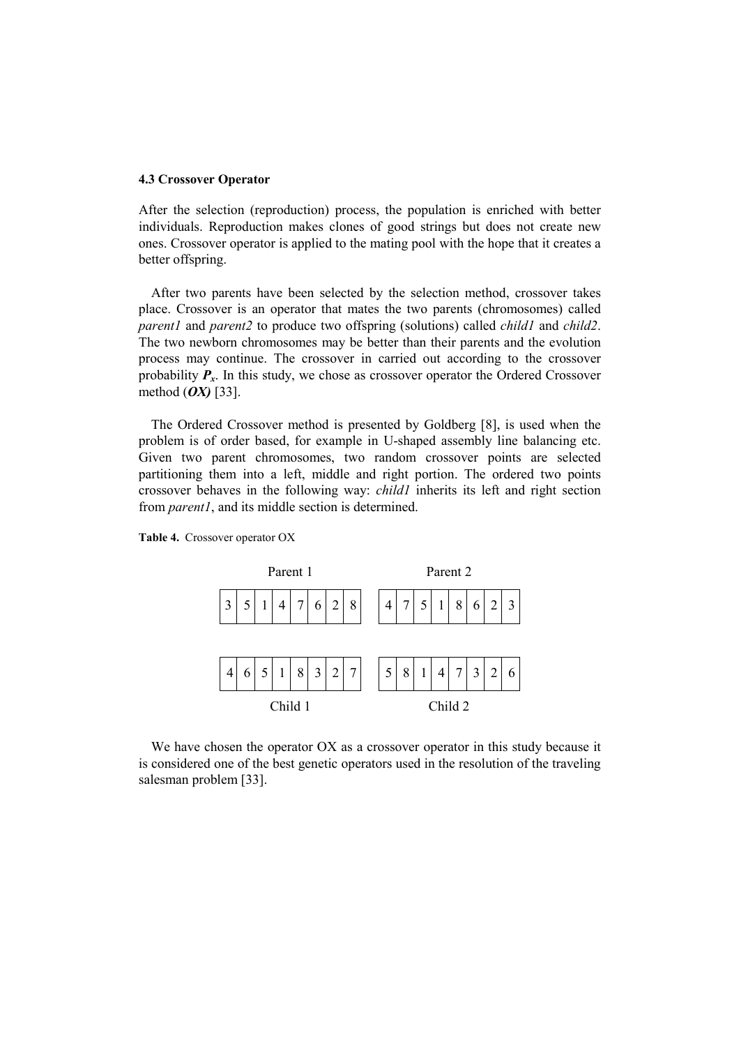### 4.3 Crossover Operator

After the selection (reproduction) process, the population is enriched with better individuals. Reproduction makes clones of good strings but does not create new ones. Crossover operator is applied to the mating pool with the hope that it creates a better offspring.

After two parents have been selected by the selection method, crossover takes place. Crossover is an operator that mates the two parents (chromosomes) called *parent1* and *parent2* to produce two offspring (solutions) called *child1* and *child2*. The two newborn chromosomes may be better than their parents and the evolution process may continue. The crossover in carried out according to the crossover probability $\boldsymbol{P_x}$. In this study, we chose as crossover operator the Ordered Crossover method (***OX)*** [33].

The Ordered Crossover method is presented by Goldberg [8], is used when the problem is of order based, for example in U-shaped assembly line balancing etc. Given two parent chromosomes, two random crossover points are selected partitioning them into a left, middle and right portion. The ordered two points crossover behaves in the following way: *child1* inherits its left and right section from *parent1*, and its middle section is determined.

**Table 4.** Crossover operator OX

Parent 1

| 3 | 5 | 1 | 4 | 7 | 6 | 2 | 8 |
|---|---|---|---|---|---|---|---|

Parent 2

| 4 | 7 | 5 | 1 | 8 | 6 | 2 | 3 |
|---|---|---|---|---|---|---|---|

Child 1

| 4 | 6 | 5 | 1 | 8 | 3 | 2 | 7 |
|---|---|---|---|---|---|---|---|

Child 2

| 5 | 8 | 1 | 4 | 7 | 3 | 2 | 6 |
|---|---|---|---|---|---|---|---|

We have chosen the operator OX as a crossover operator in this study because it is considered one of the best genetic operators used in the resolution of the traveling salesman problem [33].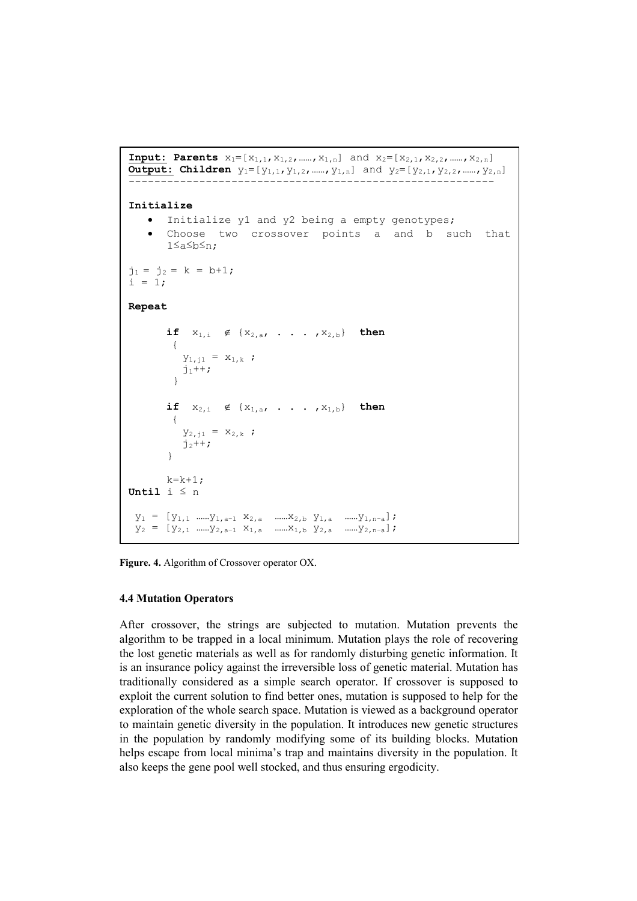```
Input: Parents x1=[x1,1,x1,2,……,x1,n] and x2=[x2,1,x2,2,……,x2,n]
Output: Children y1=[y1,1,y1,2,……,y1,n] and y2=[y2,1,y2,2,……,y2,n]
---------------------------------------------------------

Initialize
   • Initialize y1 and y2 being a empty genotypes;
   • Choose two crossover points a and b such that
     1≤a≤b≤n;

j1 = j2 = k = b+1;
i = 1;

Repeat

      if  x1,i  ∉ {x2,a, . . . ,x2,b}  then
       {
         y1,j1 = x1,k ;
         j1++;
       }

      if  x2,i  ∉ {x1,a, . . . ,x1,b}  then
       {
         y2,j1 = x2,k ;
         j2++;
       }

      k=k+1;
Until i ≤ n

 y1 = [y1,1 ……y1,a-1 x2,a  ……x2,b y1,a  ……y1,n-a];
 y2 = [y2,1 ……y2,a-1 x1,a  ……x1,b y2,a  ……y2,n-a];
```

**Figure. 4.** Algorithm of Crossover operator OX.

### 4.4 Mutation Operators

After crossover, the strings are subjected to mutation. Mutation prevents the algorithm to be trapped in a local minimum. Mutation plays the role of recovering the lost genetic materials as well as for randomly disturbing genetic information. It is an insurance policy against the irreversible loss of genetic material. Mutation has traditionally considered as a simple search operator. If crossover is supposed to exploit the current solution to find better ones, mutation is supposed to help for the exploration of the whole search space. Mutation is viewed as a background operator to maintain genetic diversity in the population. It introduces new genetic structures in the population by randomly modifying some of its building blocks. Mutation helps escape from local minima's trap and maintains diversity in the population. It also keeps the gene pool well stocked, and thus ensuring ergodicity.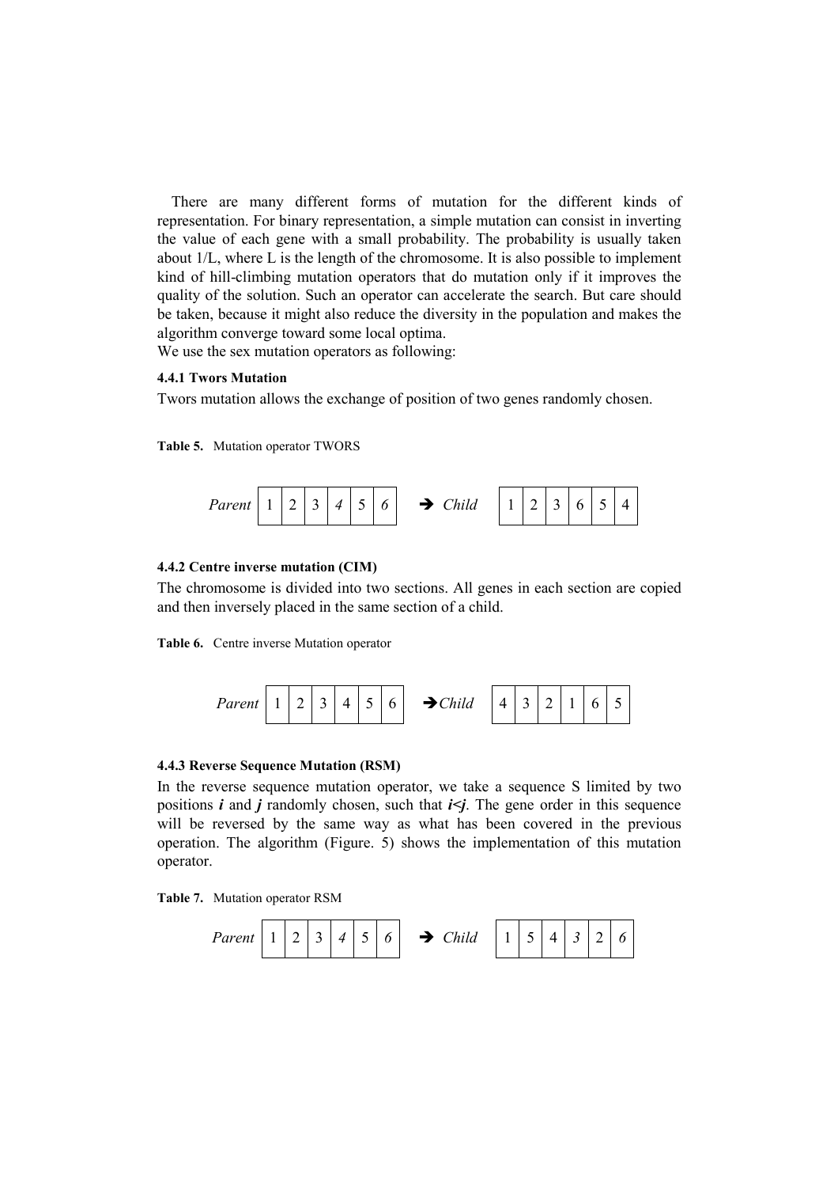There are many different forms of mutation for the different kinds of representation. For binary representation, a simple mutation can consist in inverting the value of each gene with a small probability. The probability is usually taken about 1/L, where L is the length of the chromosome. It is also possible to implement kind of hill-climbing mutation operators that do mutation only if it improves the quality of the solution. Such an operator can accelerate the search. But care should be taken, because it might also reduce the diversity in the population and makes the algorithm converge toward some local optima.
We use the sex mutation operators as following:

#### 4.4.1 Twors Mutation

Twors mutation allows the exchange of position of two genes randomly chosen.

**Table 5.** Mutation operator TWORS

| *Parent* | 1 | 2 | 3 | *4* | 5 | *6* | ➔ *Child* | 1 | 2 | 3 | 6 | 5 | 4 |
|---|---|---|---|---|---|---|---|---|---|---|---|---|---|

#### 4.4.2 Centre inverse mutation (CIM)

The chromosome is divided into two sections. All genes in each section are copied and then inversely placed in the same section of a child.

**Table 6.** Centre inverse Mutation operator

| *Parent* | 1 | 2 | 3 | 4 | 5 | 6 | ➔*Child* | 4 | 3 | 2 | 1 | 6 | 5 |
|---|---|---|---|---|---|---|---|---|---|---|---|---|---|

#### 4.4.3 Reverse Sequence Mutation (RSM)

In the reverse sequence mutation operator, we take a sequence S limited by two positions ***i*** and ***j*** randomly chosen, such that ***i<j***. The gene order in this sequence will be reversed by the same way as what has been covered in the previous operation. The algorithm (Figure. 5) shows the implementation of this mutation operator.

**Table 7.** Mutation operator RSM

| *Parent* | 1 | 2 | 3 | *4* | 5 | *6* | ➔ *Child* | 1 | 5 | 4 | *3* | 2 | *6* |
|---|---|---|---|---|---|---|---|---|---|---|---|---|---|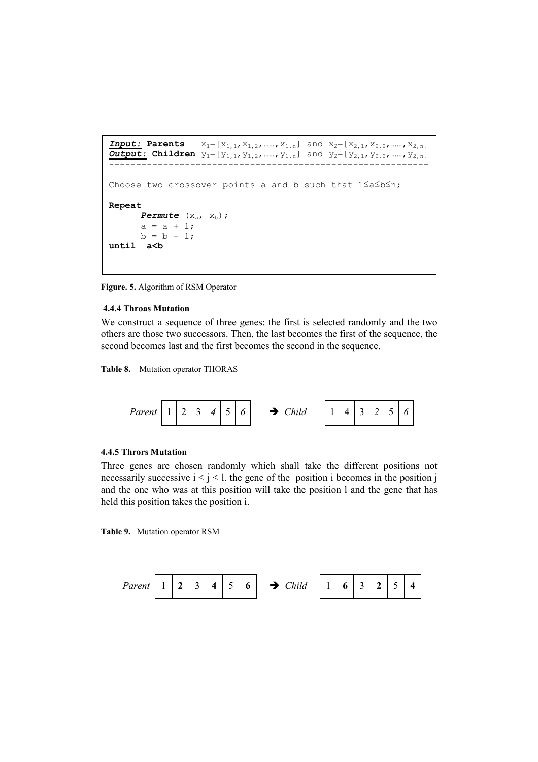```
Input: Parents    x1=[x1,1,x1,2,……,x1,n] and x2=[x2,1,x2,2,……,x2,n]
Output: Children y1=[y1,1,y1,2,……,y1,n] and y2=[y2,1,y2,2,……,y2,n]
------------------------------------------------------------

Choose two crossover points a and b such that 1≤a≤b≤n;

Repeat
      Permute (xa, xb);
      a = a + 1;
      b = b - 1;
until  a<b
```

**Figure. 5.** Algorithm of RSM Operator

#### 4.4.4 Throas Mutation

We construct a sequence of three genes: the first is selected randomly and the two others are those two successors. Then, the last becomes the first of the sequence, the second becomes last and the first becomes the second in the sequence.

**Table 8.** Mutation operator THORAS

| *Parent* | 1 | 2 | 3 | *4* | 5 | *6* | ➔ *Child* | 1 | 4 | 3 | *2* | 5 | *6* |
|---|---|---|---|---|---|---|---|---|---|---|---|---|---|

#### 4.4.5 Thrors Mutation

Three genes are chosen randomly which shall take the different positions not necessarily successive $i < j < l$. the gene of the position i becomes in the position j and the one who was at this position will take the position l and the gene that has held this position takes the position i.

**Table 9.** Mutation operator RSM

| *Parent* | 1 | **2** | 3 | **4** | 5 | **6** | ➔ *Child* | 1 | **6** | 3 | **2** | 5 | **4** |
|---|---|---|---|---|---|---|---|---|---|---|---|---|---|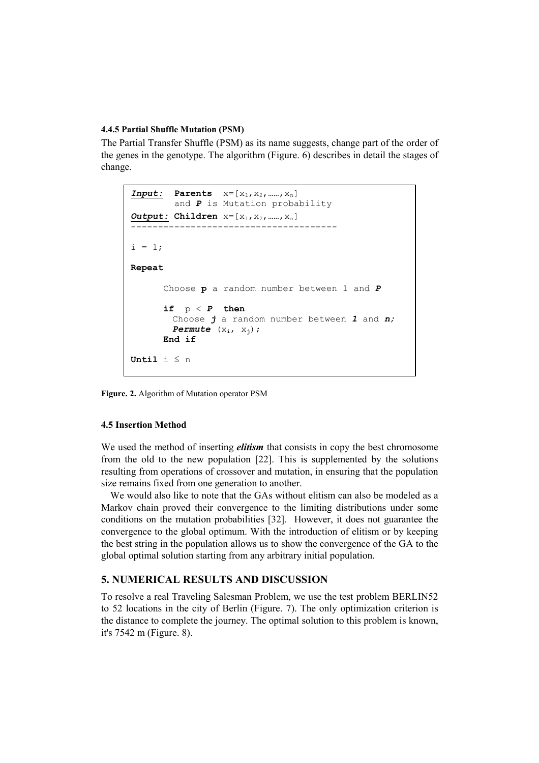#### 4.4.5 Partial Shuffle Mutation (PSM)

The Partial Transfer Shuffle (PSM) as its name suggests, change part of the order of the genes in the genotype. The algorithm (Figure. 6) describes in detail the stages of change.

```
Input:  Parents  x=[x1,x2,……,xn]
        and P is Mutation probability
Output: Children x=[x1,x2,……,xn]
--------------------------------------

i = 1;

Repeat

      Choose p a random number between 1 and P

      if  p < P  then
        Choose j a random number between 1 and n;
        Permute (xi, xj);
      End if

Until i ≤ n
```

**Figure. 2.** Algorithm of Mutation operator PSM

### 4.5 Insertion Method

We used the method of inserting ***elitism*** that consists in copy the best chromosome from the old to the new population [22]. This is supplemented by the solutions resulting from operations of crossover and mutation, in ensuring that the population size remains fixed from one generation to another.

We would also like to note that the GAs without elitism can also be modeled as a Markov chain proved their convergence to the limiting distributions under some conditions on the mutation probabilities [32]. However, it does not guarantee the convergence to the global optimum. With the introduction of elitism or by keeping the best string in the population allows us to show the convergence of the GA to the global optimal solution starting from any arbitrary initial population.

## 5. NUMERICAL RESULTS AND DISCUSSION

To resolve a real Traveling Salesman Problem, we use the test problem BERLIN52 to 52 locations in the city of Berlin (Figure. 7). The only optimization criterion is the distance to complete the journey. The optimal solution to this problem is known, it's 7542 m (Figure. 8).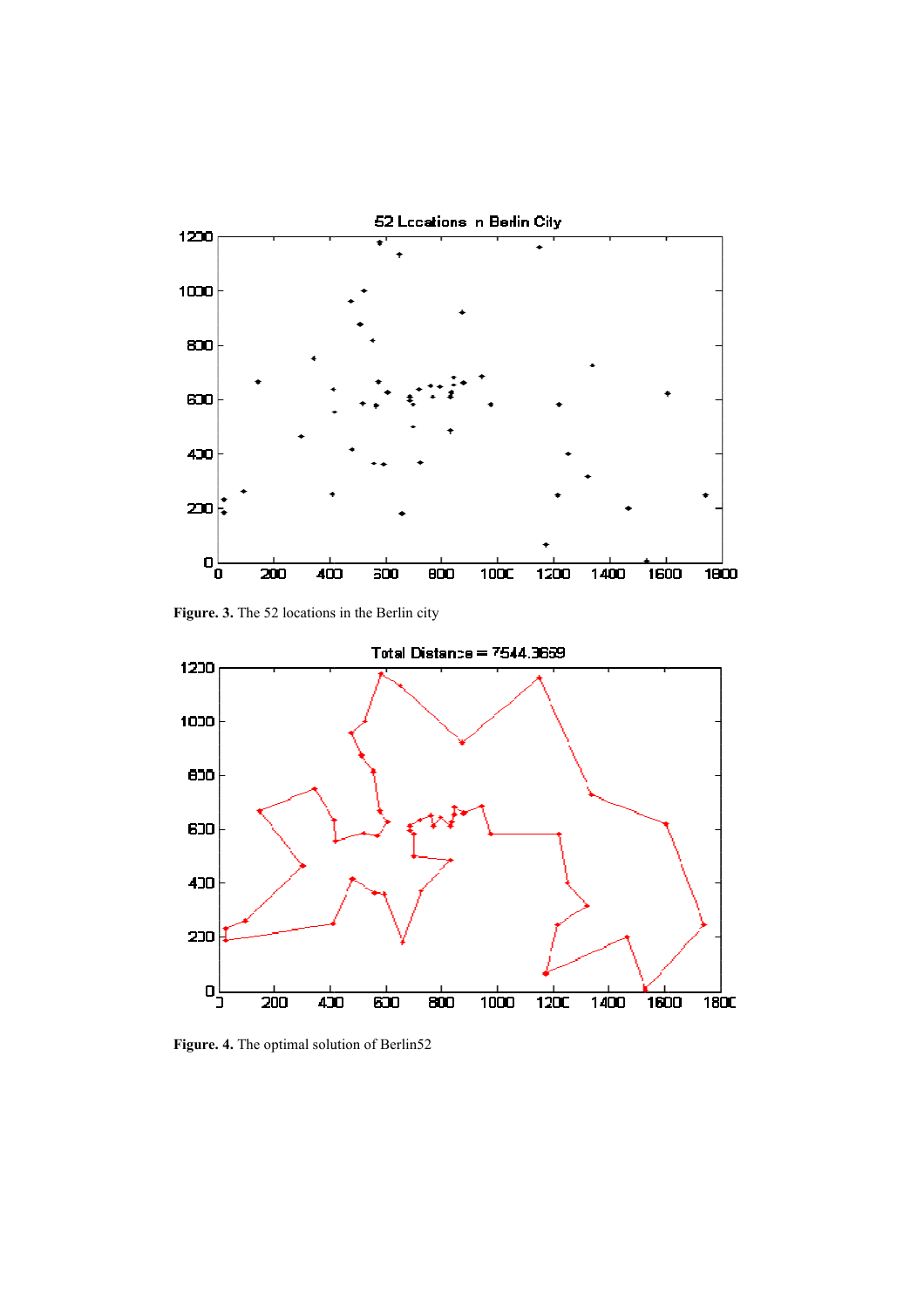**Figure. 3.** The 52 locations in the Berlin city

**Figure. 4.** The optimal solution of Berlin52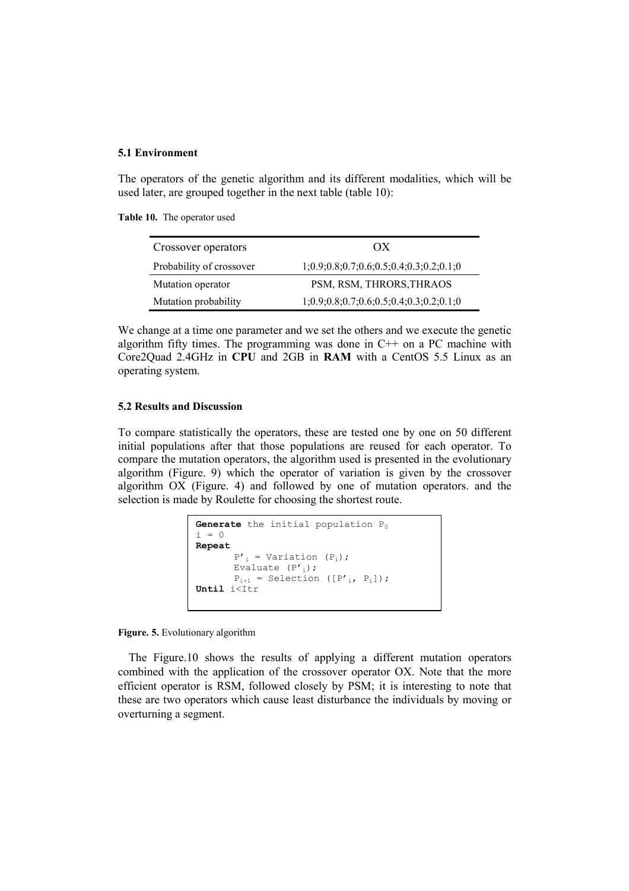### 5.1 Environment

The operators of the genetic algorithm and its different modalities, which will be used later, are grouped together in the next table (table 10):

**Table 10.** The operator used

| Crossover operators | OX |
|---|---|
| Probability of crossover | 1;0.9;0.8;0.7;0.6;0.5;0.4;0.3;0.2;0.1;0 |
| Mutation operator | PSM, RSM, THRORS,THRAOS |
| Mutation probability | 1;0.9;0.8;0.7;0.6;0.5;0.4;0.3;0.2;0.1;0 |

We change at a time one parameter and we set the others and we execute the genetic algorithm fifty times. The programming was done in C++ on a PC machine with Core2Quad 2.4GHz in **CPU** and 2GB in **RAM** with a CentOS 5.5 Linux as an operating system.

### 5.2 Results and Discussion

To compare statistically the operators, these are tested one by one on 50 different initial populations after that those populations are reused for each operator. To compare the mutation operators, the algorithm used is presented in the evolutionary algorithm (Figure. 9) which the operator of variation is given by the crossover algorithm OX (Figure. 4) and followed by one of mutation operators. and the selection is made by Roulette for choosing the shortest route.

```
Generate the initial population P0
i = 0
Repeat
       P'i = Variation (Pi);
       Evaluate (P'i);
       Pi+1 = Selection ([P'i, Pi]);
Until i<Itr
```

**Figure. 5.** Evolutionary algorithm

The Figure.10 shows the results of applying a different mutation operators combined with the application of the crossover operator OX. Note that the more efficient operator is RSM, followed closely by PSM; it is interesting to note that these are two operators which cause least disturbance the individuals by moving or overturning a segment.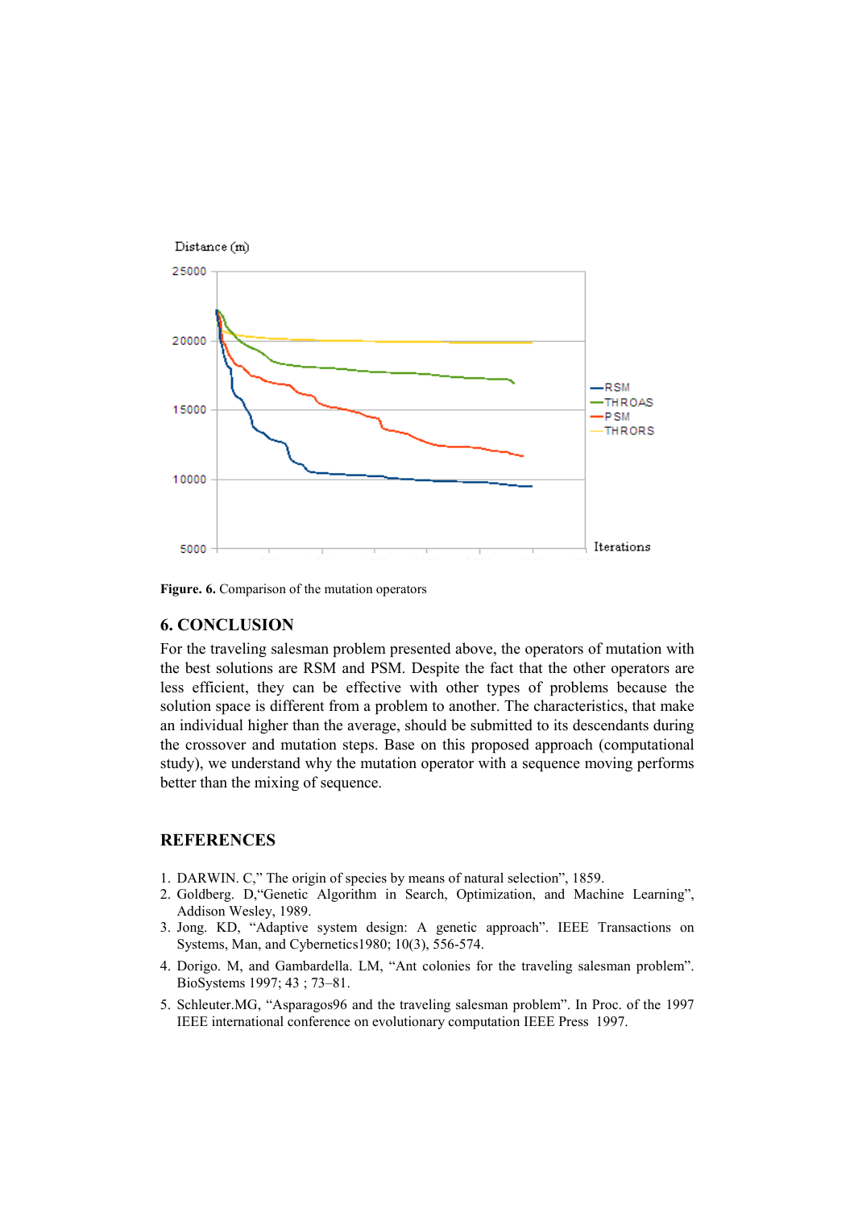**Figure. 6.** Comparison of the mutation operators

## 6. CONCLUSION

For the traveling salesman problem presented above, the operators of mutation with the best solutions are RSM and PSM. Despite the fact that the other operators are less efficient, they can be effective with other types of problems because the solution space is different from a problem to another. The characteristics, that make an individual higher than the average, should be submitted to its descendants during the crossover and mutation steps. Base on this proposed approach (computational study), we understand why the mutation operator with a sequence moving performs better than the mixing of sequence.

## REFERENCES

1. DARWIN. C," The origin of species by means of natural selection", 1859.
2. Goldberg. D,"Genetic Algorithm in Search, Optimization, and Machine Learning", Addison Wesley, 1989.
3. Jong. KD, "Adaptive system design: A genetic approach". IEEE Transactions on Systems, Man, and Cybernetics1980; 10(3), 556-574.
4. Dorigo. M, and Gambardella. LM, "Ant colonies for the traveling salesman problem". BioSystems 1997; 43 ; 73–81.
5. Schleuter.MG, "Asparagos96 and the traveling salesman problem". In Proc. of the 1997 IEEE international conference on evolutionary computation IEEE Press 1997.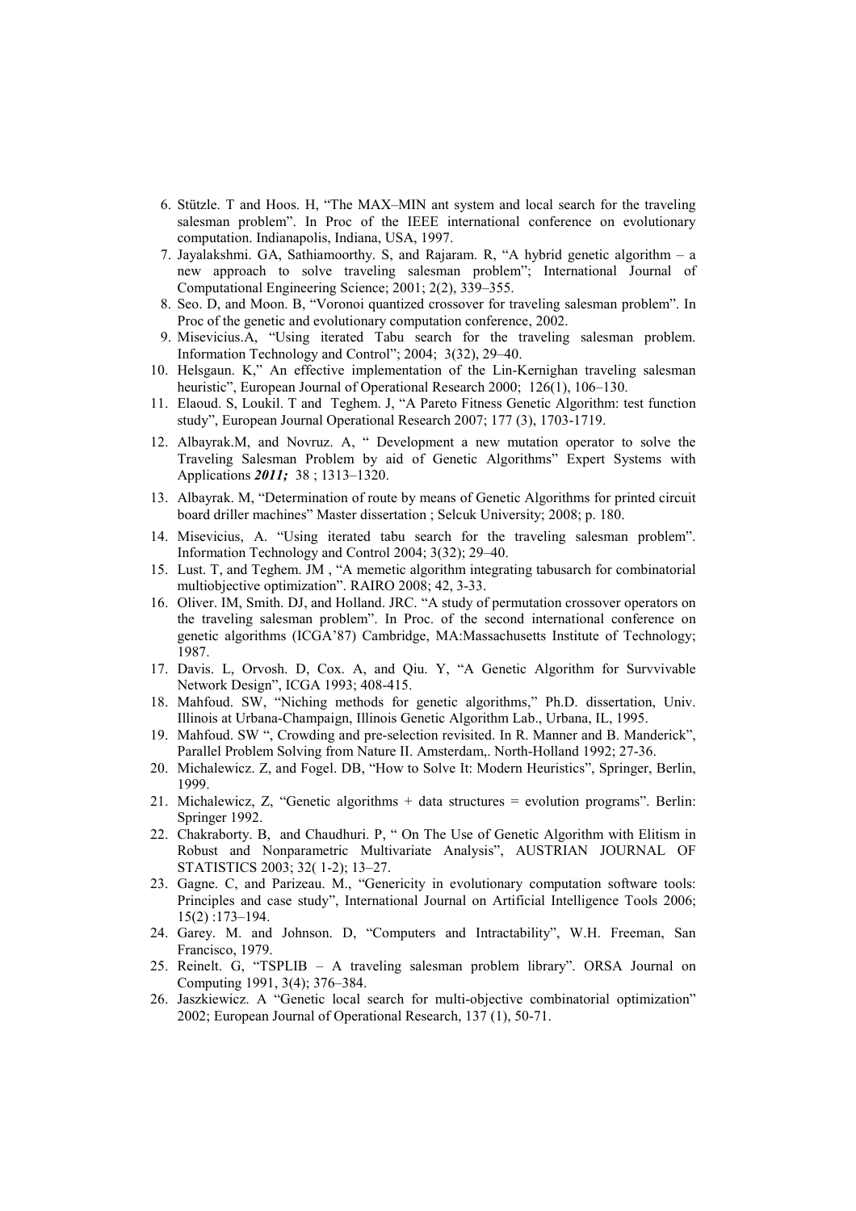6. Stützle. T and Hoos. H, "The MAX–MIN ant system and local search for the traveling salesman problem". In Proc of the IEEE international conference on evolutionary computation. Indianapolis, Indiana, USA, 1997.
7. Jayalakshmi. GA, Sathiamoorthy. S, and Rajaram. R, "A hybrid genetic algorithm – a new approach to solve traveling salesman problem"; International Journal of Computational Engineering Science; 2001; 2(2), 339–355.
8. Seo. D, and Moon. B, "Voronoi quantized crossover for traveling salesman problem". In Proc of the genetic and evolutionary computation conference, 2002.
9. Misevicius.A, "Using iterated Tabu search for the traveling salesman problem. Information Technology and Control"; 2004; 3(32), 29–40.
10. Helsgaun. K," An effective implementation of the Lin-Kernighan traveling salesman heuristic", European Journal of Operational Research 2000; 126(1), 106–130.
11. Elaoud. S, Loukil. T and Teghem. J, "A Pareto Fitness Genetic Algorithm: test function study", European Journal Operational Research 2007; 177 (3), 1703-1719.
12. Albayrak.M, and Novruz. A, " Development a new mutation operator to solve the Traveling Salesman Problem by aid of Genetic Algorithms" Expert Systems with Applications ***2011;*** 38 ; 1313–1320.
13. Albayrak. M, "Determination of route by means of Genetic Algorithms for printed circuit board driller machines" Master dissertation ; Selcuk University; 2008; p. 180.
14. Misevicius, A. "Using iterated tabu search for the traveling salesman problem". Information Technology and Control 2004; 3(32); 29–40.
15. Lust. T, and Teghem. JM , "A memetic algorithm integrating tabusarch for combinatorial multiobjective optimization". RAIRO 2008; 42, 3-33.
16. Oliver. IM, Smith. DJ, and Holland. JRC. "A study of permutation crossover operators on the traveling salesman problem". In Proc. of the second international conference on genetic algorithms (ICGA'87) Cambridge, MA:Massachusetts Institute of Technology; 1987.
17. Davis. L, Orvosh. D, Cox. A, and Qiu. Y, "A Genetic Algorithm for Survvivable Network Design", ICGA 1993; 408-415.
18. Mahfoud. SW, "Niching methods for genetic algorithms," Ph.D. dissertation, Univ. Illinois at Urbana-Champaign, Illinois Genetic Algorithm Lab., Urbana, IL, 1995.
19. Mahfoud. SW ", Crowding and pre-selection revisited. In R. Manner and B. Manderick", Parallel Problem Solving from Nature II. Amsterdam,. North-Holland 1992; 27-36.
20. Michalewicz. Z, and Fogel. DB, "How to Solve It: Modern Heuristics", Springer, Berlin, 1999.
21. Michalewicz, Z, "Genetic algorithms + data structures = evolution programs". Berlin: Springer 1992.
22. Chakraborty. B, and Chaudhuri. P, " On The Use of Genetic Algorithm with Elitism in Robust and Nonparametric Multivariate Analysis", AUSTRIAN JOURNAL OF STATISTICS 2003; 32( 1-2); 13–27.
23. Gagne. C, and Parizeau. M., "Genericity in evolutionary computation software tools: Principles and case study", International Journal on Artificial Intelligence Tools 2006; 15(2) :173–194.
24. Garey. M. and Johnson. D, "Computers and Intractability", W.H. Freeman, San Francisco, 1979.
25. Reinelt. G, "TSPLIB – A traveling salesman problem library". ORSA Journal on Computing 1991, 3(4); 376–384.
26. Jaszkiewicz. A "Genetic local search for multi-objective combinatorial optimization" 2002; European Journal of Operational Research, 137 (1), 50-71.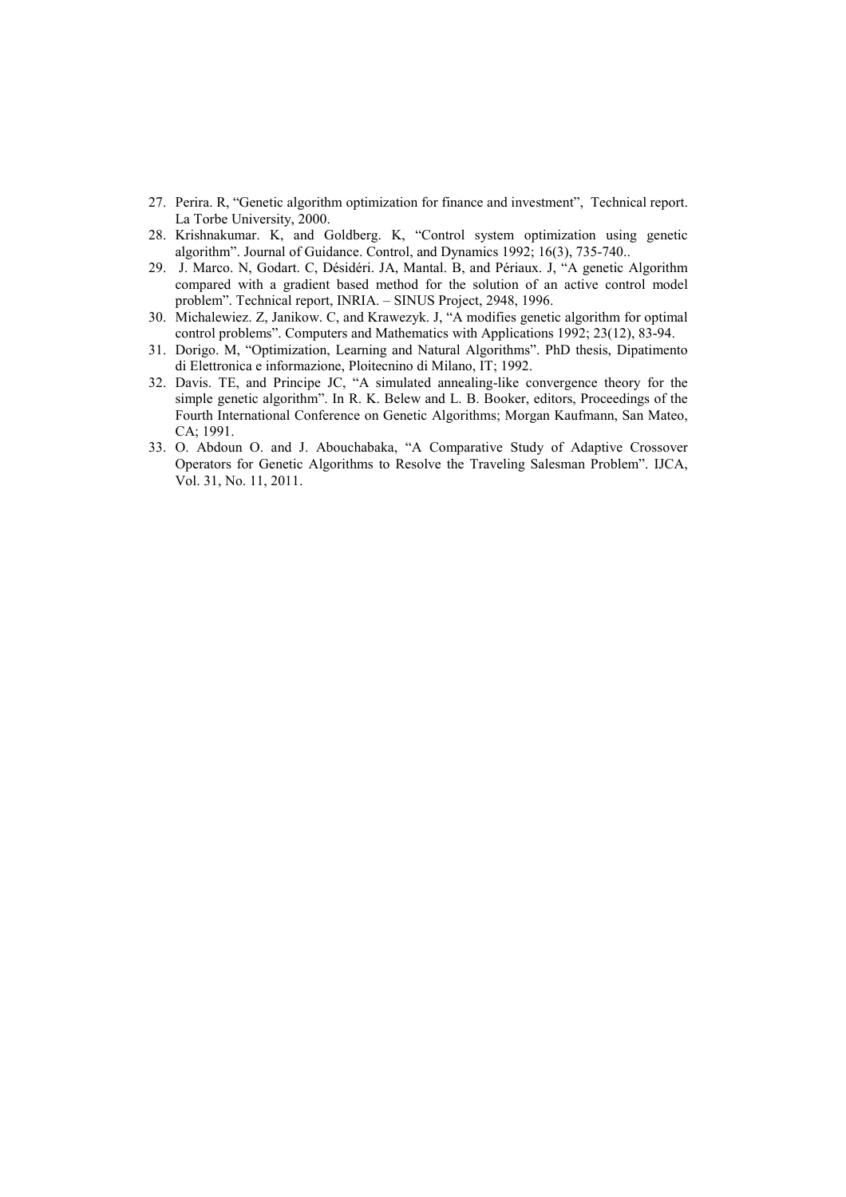27. Perira. R, "Genetic algorithm optimization for finance and investment", Technical report. La Torbe University, 2000.
28. Krishnakumar. K, and Goldberg. K, "Control system optimization using genetic algorithm". Journal of Guidance. Control, and Dynamics 1992; 16(3), 735-740..
29. J. Marco. N, Godart. C, Désidéri. JA, Mantal. B, and Périaux. J, "A genetic Algorithm compared with a gradient based method for the solution of an active control model problem". Technical report, INRIA. – SINUS Project, 2948, 1996.
30. Michalewiez. Z, Janikow. C, and Krawezyk. J, "A modifies genetic algorithm for optimal control problems". Computers and Mathematics with Applications 1992; 23(12), 83-94.
31. Dorigo. M, "Optimization, Learning and Natural Algorithms". PhD thesis, Dipatimento di Elettronica e informazione, Ploitecnino di Milano, IT; 1992.
32. Davis. TE, and Principe JC, "A simulated annealing-like convergence theory for the simple genetic algorithm". In R. K. Belew and L. B. Booker, editors, Proceedings of the Fourth International Conference on Genetic Algorithms; Morgan Kaufmann, San Mateo, CA; 1991.
33. O. Abdoun O. and J. Abouchabaka, "A Comparative Study of Adaptive Crossover Operators for Genetic Algorithms to Resolve the Traveling Salesman Problem". IJCA, Vol. 31, No. 11, 2011.